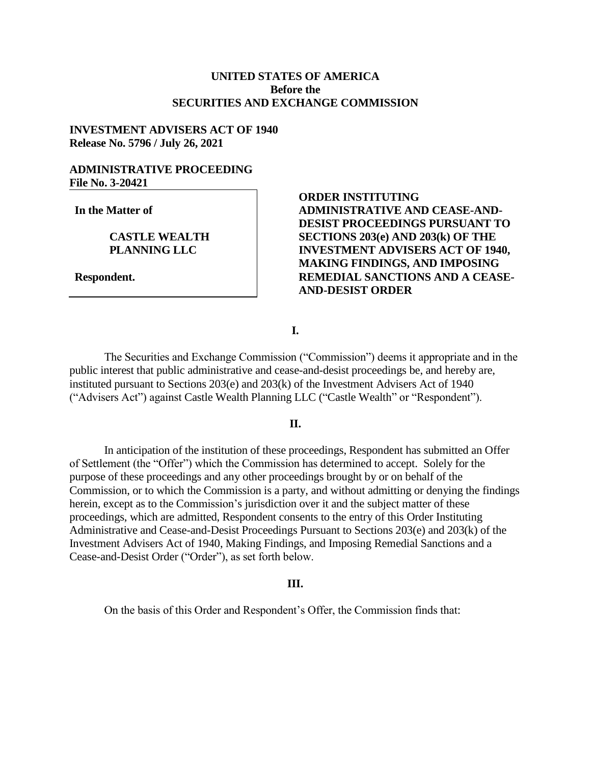**UNITED STATES OF AMERICA**
**Before the**
**SECURITIES AND EXCHANGE COMMISSION**

**INVESTMENT ADVISERS ACT OF 1940**
**Release No. 5796 / July 26, 2021**

**ADMINISTRATIVE PROCEEDING**
**File No. 3-20421**

**In the Matter of**

**CASTLE WEALTH PLANNING LLC**

**Respondent.**

**ORDER INSTITUTING ADMINISTRATIVE AND CEASE-AND-DESIST PROCEEDINGS PURSUANT TO SECTIONS 203(e) AND 203(k) OF THE INVESTMENT ADVISERS ACT OF 1940, MAKING FINDINGS, AND IMPOSING REMEDIAL SANCTIONS AND A CEASE-AND-DESIST ORDER**

**I.**

The Securities and Exchange Commission ("Commission") deems it appropriate and in the public interest that public administrative and cease-and-desist proceedings be, and hereby are, instituted pursuant to Sections 203(e) and 203(k) of the Investment Advisers Act of 1940 ("Advisers Act") against Castle Wealth Planning LLC ("Castle Wealth" or "Respondent").

**II.**

In anticipation of the institution of these proceedings, Respondent has submitted an Offer of Settlement (the "Offer") which the Commission has determined to accept. Solely for the purpose of these proceedings and any other proceedings brought by or on behalf of the Commission, or to which the Commission is a party, and without admitting or denying the findings herein, except as to the Commission's jurisdiction over it and the subject matter of these proceedings, which are admitted, Respondent consents to the entry of this Order Instituting Administrative and Cease-and-Desist Proceedings Pursuant to Sections 203(e) and 203(k) of the Investment Advisers Act of 1940, Making Findings, and Imposing Remedial Sanctions and a Cease-and-Desist Order ("Order"), as set forth below.

**III.**

On the basis of this Order and Respondent's Offer, the Commission finds that: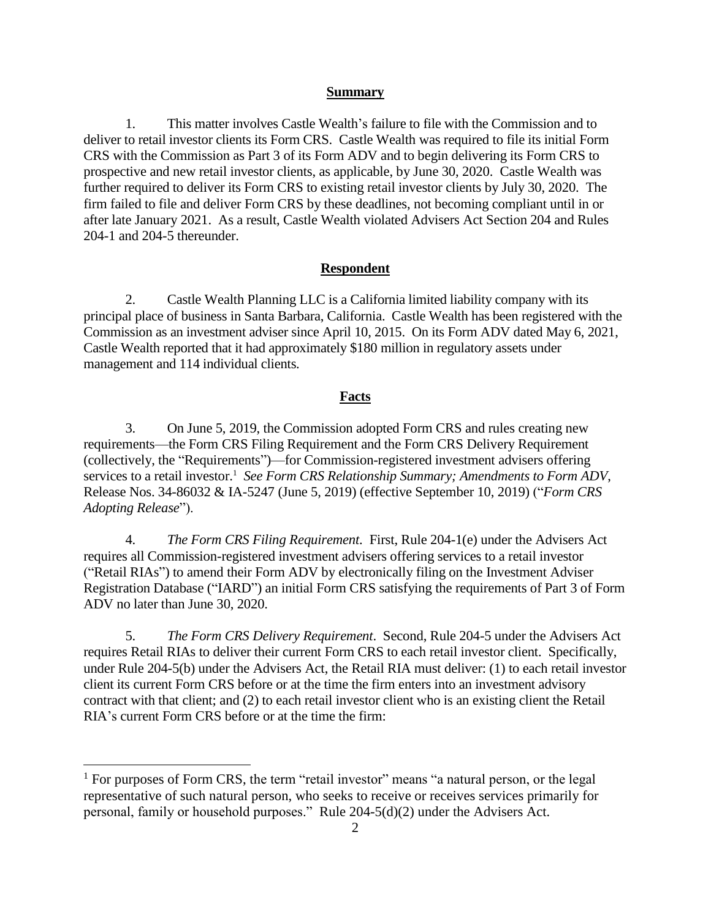## Summary

1. This matter involves Castle Wealth's failure to file with the Commission and to deliver to retail investor clients its Form CRS. Castle Wealth was required to file its initial Form CRS with the Commission as Part 3 of its Form ADV and to begin delivering its Form CRS to prospective and new retail investor clients, as applicable, by June 30, 2020. Castle Wealth was further required to deliver its Form CRS to existing retail investor clients by July 30, 2020. The firm failed to file and deliver Form CRS by these deadlines, not becoming compliant until in or after late January 2021. As a result, Castle Wealth violated Advisers Act Section 204 and Rules 204-1 and 204-5 thereunder.

## Respondent

2. Castle Wealth Planning LLC is a California limited liability company with its principal place of business in Santa Barbara, California. Castle Wealth has been registered with the Commission as an investment adviser since April 10, 2015. On its Form ADV dated May 6, 2021, Castle Wealth reported that it had approximately $180 million in regulatory assets under management and 114 individual clients.

## Facts

3. On June 5, 2019, the Commission adopted Form CRS and rules creating new requirements—the Form CRS Filing Requirement and the Form CRS Delivery Requirement (collectively, the "Requirements")—for Commission-registered investment advisers offering services to a retail investor.[1] *See Form CRS Relationship Summary; Amendments to Form ADV*, Release Nos. 34-86032 & IA-5247 (June 5, 2019) (effective September 10, 2019) ("*Form CRS Adopting Release*").

4. *The Form CRS Filing Requirement*. First, Rule 204-1(e) under the Advisers Act requires all Commission-registered investment advisers offering services to a retail investor ("Retail RIAs") to amend their Form ADV by electronically filing on the Investment Adviser Registration Database ("IARD") an initial Form CRS satisfying the requirements of Part 3 of Form ADV no later than June 30, 2020.

5. *The Form CRS Delivery Requirement*. Second, Rule 204-5 under the Advisers Act requires Retail RIAs to deliver their current Form CRS to each retail investor client. Specifically, under Rule 204-5(b) under the Advisers Act, the Retail RIA must deliver: (1) to each retail investor client its current Form CRS before or at the time the firm enters into an investment advisory contract with that client; and (2) to each retail investor client who is an existing client the Retail RIA's current Form CRS before or at the time the firm:

---

[1] For purposes of Form CRS, the term "retail investor" means "a natural person, or the legal representative of such natural person, who seeks to receive or receives services primarily for personal, family or household purposes." Rule 204-5(d)(2) under the Advisers Act.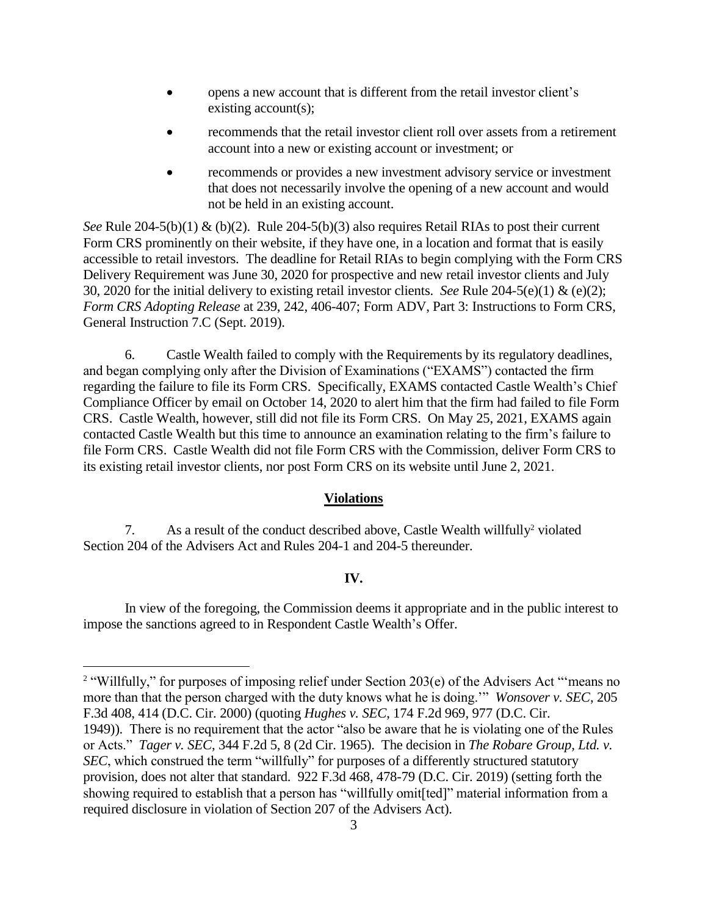- opens a new account that is different from the retail investor client's existing account(s);
- recommends that the retail investor client roll over assets from a retirement account into a new or existing account or investment; or
- recommends or provides a new investment advisory service or investment that does not necessarily involve the opening of a new account and would not be held in an existing account.

*See* Rule 204-5(b)(1) & (b)(2). Rule 204-5(b)(3) also requires Retail RIAs to post their current Form CRS prominently on their website, if they have one, in a location and format that is easily accessible to retail investors. The deadline for Retail RIAs to begin complying with the Form CRS Delivery Requirement was June 30, 2020 for prospective and new retail investor clients and July 30, 2020 for the initial delivery to existing retail investor clients. *See* Rule 204-5(e)(1) & (e)(2); *Form CRS Adopting Release* at 239, 242, 406-407; Form ADV, Part 3: Instructions to Form CRS, General Instruction 7.C (Sept. 2019).

6. Castle Wealth failed to comply with the Requirements by its regulatory deadlines, and began complying only after the Division of Examinations ("EXAMS") contacted the firm regarding the failure to file its Form CRS. Specifically, EXAMS contacted Castle Wealth's Chief Compliance Officer by email on October 14, 2020 to alert him that the firm had failed to file Form CRS. Castle Wealth, however, still did not file its Form CRS. On May 25, 2021, EXAMS again contacted Castle Wealth but this time to announce an examination relating to the firm's failure to file Form CRS. Castle Wealth did not file Form CRS with the Commission, deliver Form CRS to its existing retail investor clients, nor post Form CRS on its website until June 2, 2021.

## Violations

7. As a result of the conduct described above, Castle Wealth willfully[2] violated Section 204 of the Advisers Act and Rules 204-1 and 204-5 thereunder.

## IV.

In view of the foregoing, the Commission deems it appropriate and in the public interest to impose the sanctions agreed to in Respondent Castle Wealth's Offer.

---

[2] "Willfully," for purposes of imposing relief under Section 203(e) of the Advisers Act "'means no more than that the person charged with the duty knows what he is doing.'" *Wonsover v. SEC*, 205 F.3d 408, 414 (D.C. Cir. 2000) (quoting *Hughes v. SEC*, 174 F.2d 969, 977 (D.C. Cir. 1949)). There is no requirement that the actor "also be aware that he is violating one of the Rules or Acts." *Tager v. SEC*, 344 F.2d 5, 8 (2d Cir. 1965). The decision in *The Robare Group, Ltd. v. SEC*, which construed the term "willfully" for purposes of a differently structured statutory provision, does not alter that standard. 922 F.3d 468, 478-79 (D.C. Cir. 2019) (setting forth the showing required to establish that a person has "willfully omit[ted]" material information from a required disclosure in violation of Section 207 of the Advisers Act).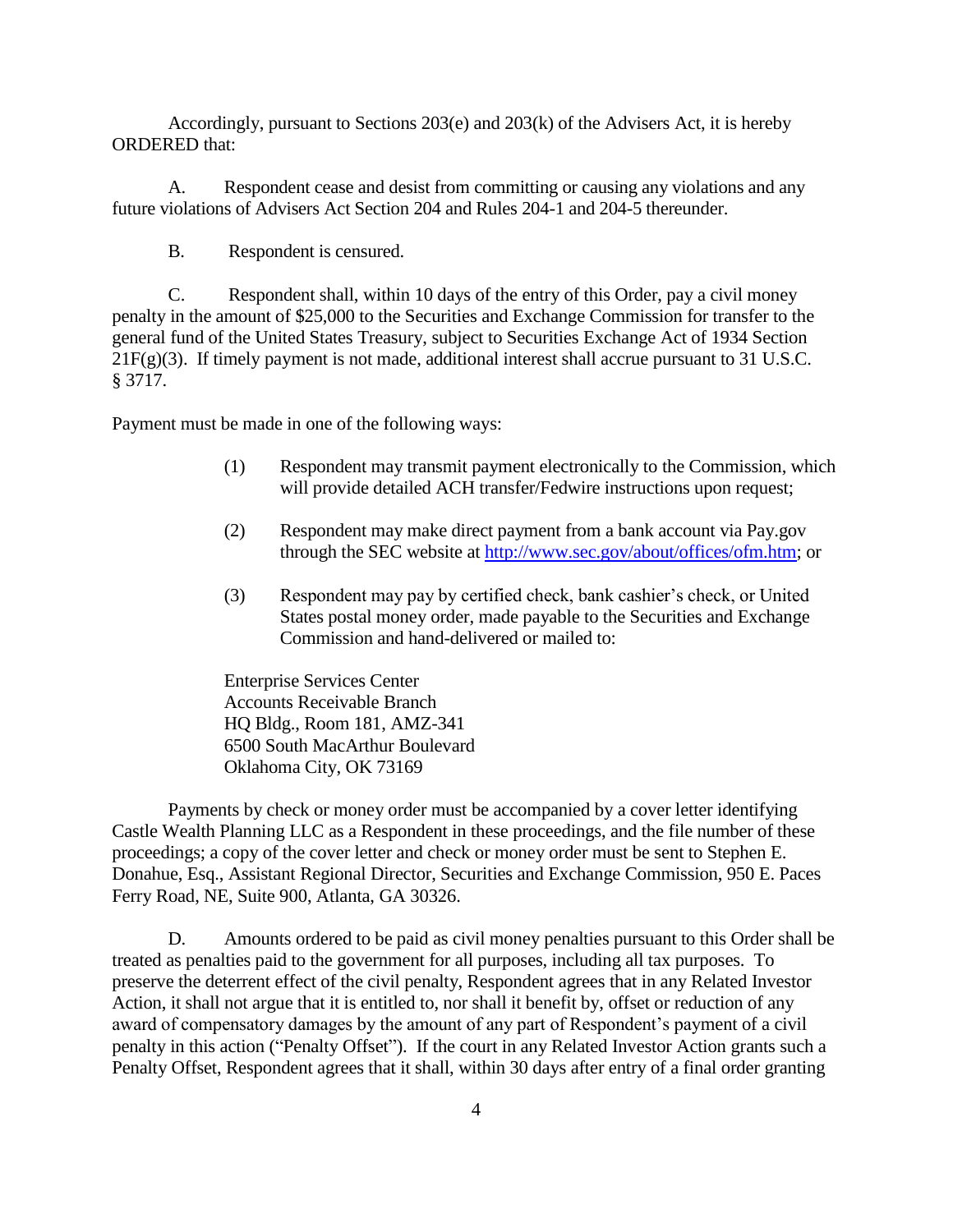Accordingly, pursuant to Sections 203(e) and 203(k) of the Advisers Act, it is hereby ORDERED that:

A. Respondent cease and desist from committing or causing any violations and any future violations of Advisers Act Section 204 and Rules 204-1 and 204-5 thereunder.

B. Respondent is censured.

C. Respondent shall, within 10 days of the entry of this Order, pay a civil money penalty in the amount of $25,000 to the Securities and Exchange Commission for transfer to the general fund of the United States Treasury, subject to Securities Exchange Act of 1934 Section 21F(g)(3). If timely payment is not made, additional interest shall accrue pursuant to 31 U.S.C. § 3717.

Payment must be made in one of the following ways:

(1) Respondent may transmit payment electronically to the Commission, which will provide detailed ACH transfer/Fedwire instructions upon request;

(2) Respondent may make direct payment from a bank account via Pay.gov through the SEC website at http://www.sec.gov/about/offices/ofm.htm; or

(3) Respondent may pay by certified check, bank cashier's check, or United States postal money order, made payable to the Securities and Exchange Commission and hand-delivered or mailed to:

Enterprise Services Center
Accounts Receivable Branch
HQ Bldg., Room 181, AMZ-341
6500 South MacArthur Boulevard
Oklahoma City, OK 73169

Payments by check or money order must be accompanied by a cover letter identifying Castle Wealth Planning LLC as a Respondent in these proceedings, and the file number of these proceedings; a copy of the cover letter and check or money order must be sent to Stephen E. Donahue, Esq., Assistant Regional Director, Securities and Exchange Commission, 950 E. Paces Ferry Road, NE, Suite 900, Atlanta, GA 30326.

D. Amounts ordered to be paid as civil money penalties pursuant to this Order shall be treated as penalties paid to the government for all purposes, including all tax purposes. To preserve the deterrent effect of the civil penalty, Respondent agrees that in any Related Investor Action, it shall not argue that it is entitled to, nor shall it benefit by, offset or reduction of any award of compensatory damages by the amount of any part of Respondent's payment of a civil penalty in this action ("Penalty Offset"). If the court in any Related Investor Action grants such a Penalty Offset, Respondent agrees that it shall, within 30 days after entry of a final order granting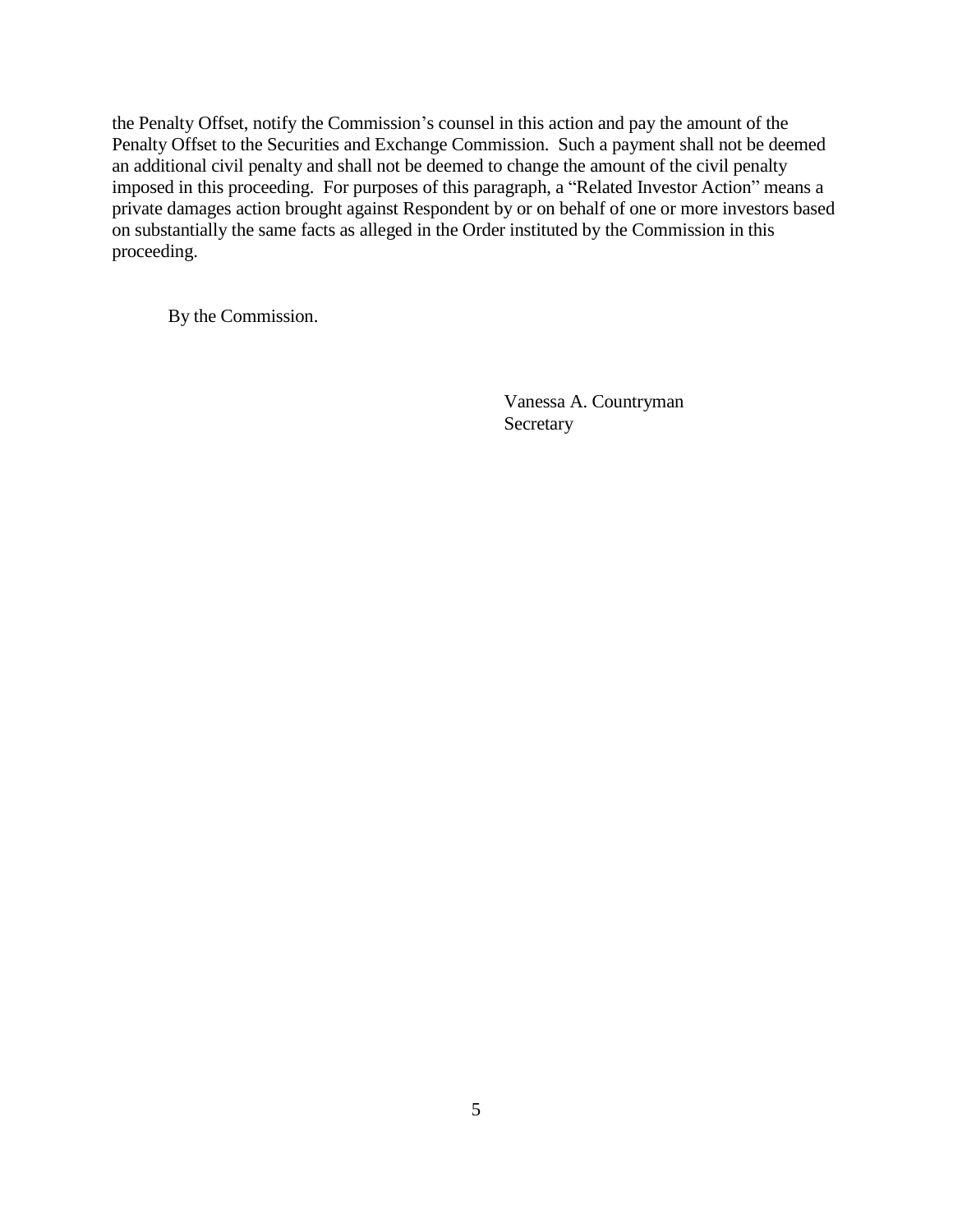the Penalty Offset, notify the Commission's counsel in this action and pay the amount of the Penalty Offset to the Securities and Exchange Commission. Such a payment shall not be deemed an additional civil penalty and shall not be deemed to change the amount of the civil penalty imposed in this proceeding. For purposes of this paragraph, a "Related Investor Action" means a private damages action brought against Respondent by or on behalf of one or more investors based on substantially the same facts as alleged in the Order instituted by the Commission in this proceeding.

By the Commission.

Vanessa A. Countryman
Secretary